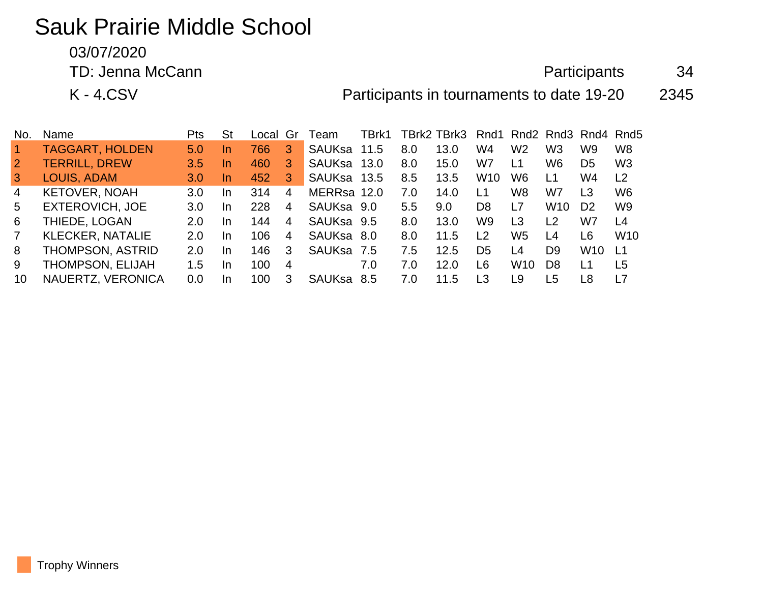# Sauk Prairie Middle School

03/07/2020

TD: Jenna McCann

K - 4.CSV

Participants 34

Participants in tournaments to date 19-20 2345

| No. | Name | Pts | St | Local | Gr | Team | TBrk1 | TBrk2 | TBrk3 | Rnd1 | Rnd2 | Rnd3 | Rnd4 | Rnd5 |
|---|---|---|---|---|---|---|---|---|---|---|---|---|---|---|
| 1 | TAGGART, HOLDEN | 5.0 | In | 766 | 3 | SAUKsa | 11.5 | 8.0 | 13.0 | W4 | W2 | W3 | W9 | W8 |
| 2 | TERRILL, DREW | 3.5 | In | 460 | 3 | SAUKsa | 13.0 | 8.0 | 15.0 | W7 | L1 | W6 | D5 | W3 |
| 3 | LOUIS, ADAM | 3.0 | In | 452 | 3 | SAUKsa | 13.5 | 8.5 | 13.5 | W10 | W6 | L1 | W4 | L2 |
| 4 | KETOVER, NOAH | 3.0 | In | 314 | 4 | MERRsa | 12.0 | 7.0 | 14.0 | L1 | W8 | W7 | L3 | W6 |
| 5 | EXTEROVICH, JOE | 3.0 | In | 228 | 4 | SAUKsa | 9.0 | 5.5 | 9.0 | D8 | L7 | W10 | D2 | W9 |
| 6 | THIEDE, LOGAN | 2.0 | In | 144 | 4 | SAUKsa | 9.5 | 8.0 | 13.0 | W9 | L3 | L2 | W7 | L4 |
| 7 | KLECKER, NATALIE | 2.0 | In | 106 | 4 | SAUKsa | 8.0 | 8.0 | 11.5 | L2 | W5 | L4 | L6 | W10 |
| 8 | THOMPSON, ASTRID | 2.0 | In | 146 | 3 | SAUKsa | 7.5 | 7.5 | 12.5 | D5 | L4 | D9 | W10 | L1 |
| 9 | THOMPSON, ELIJAH | 1.5 | In | 100 | 4 | | 7.0 | 7.0 | 12.0 | L6 | W10 | D8 | L1 | L5 |
| 10 | NAUERTZ, VERONICA | 0.0 | In | 100 | 3 | SAUKsa | 8.5 | 7.0 | 11.5 | L3 | L9 | L5 | L8 | L7 |

Trophy Winners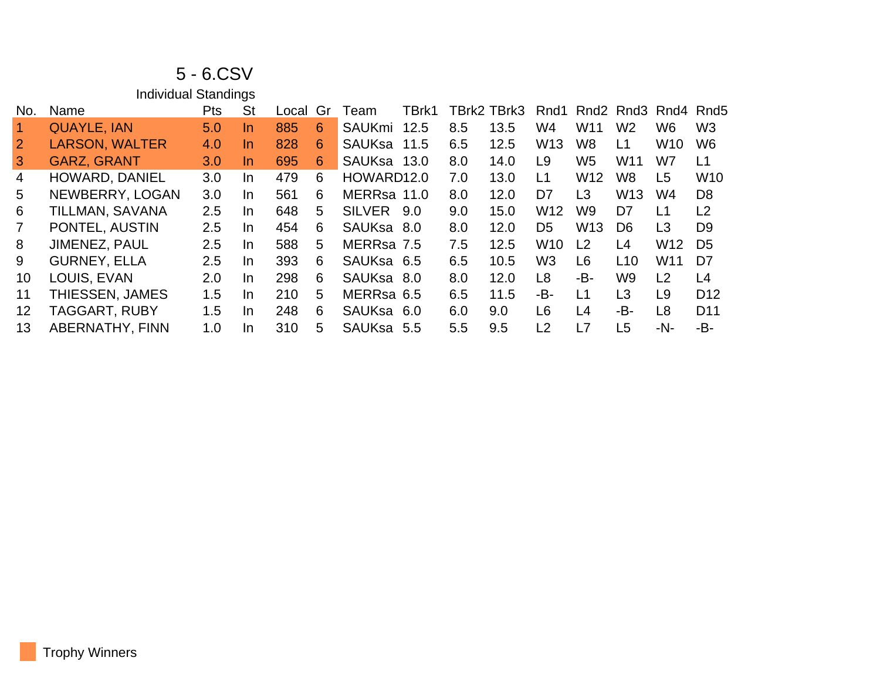# 5 - 6.CSV

## Individual Standings

| No. | Name | Pts | St | Local | Gr | Team | TBrk1 | TBrk2 | TBrk3 | Rnd1 | Rnd2 | Rnd3 | Rnd4 | Rnd5 |
|---|---|---|---|---|---|---|---|---|---|---|---|---|---|---|
| 1 | QUAYLE, IAN | 5.0 | In | 885 | 6 | SAUKmi | 12.5 | 8.5 | 13.5 | W4 | W11 | W2 | W6 | W3 |
| 2 | LARSON, WALTER | 4.0 | In | 828 | 6 | SAUKsa | 11.5 | 6.5 | 12.5 | W13 | W8 | L1 | W10 | W6 |
| 3 | GARZ, GRANT | 3.0 | In | 695 | 6 | SAUKsa | 13.0 | 8.0 | 14.0 | L9 | W5 | W11 | W7 | L1 |
| 4 | HOWARD, DANIEL | 3.0 | In | 479 | 6 | HOWARD | 12.0 | 7.0 | 13.0 | L1 | W12 | W8 | L5 | W10 |
| 5 | NEWBERRY, LOGAN | 3.0 | In | 561 | 6 | MERRsa | 11.0 | 8.0 | 12.0 | D7 | L3 | W13 | W4 | D8 |
| 6 | TILLMAN, SAVANA | 2.5 | In | 648 | 5 | SILVER | 9.0 | 9.0 | 15.0 | W12 | W9 | D7 | L1 | L2 |
| 7 | PONTEL, AUSTIN | 2.5 | In | 454 | 6 | SAUKsa | 8.0 | 8.0 | 12.0 | D5 | W13 | D6 | L3 | D9 |
| 8 | JIMENEZ, PAUL | 2.5 | In | 588 | 5 | MERRsa | 7.5 | 7.5 | 12.5 | W10 | L2 | L4 | W12 | D5 |
| 9 | GURNEY, ELLA | 2.5 | In | 393 | 6 | SAUKsa | 6.5 | 6.5 | 10.5 | W3 | L6 | L10 | W11 | D7 |
| 10 | LOUIS, EVAN | 2.0 | In | 298 | 6 | SAUKsa | 8.0 | 8.0 | 12.0 | L8 | -B- | W9 | L2 | L4 |
| 11 | THIESSEN, JAMES | 1.5 | In | 210 | 5 | MERRsa | 6.5 | 6.5 | 11.5 | -B- | L1 | L3 | L9 | D12 |
| 12 | TAGGART, RUBY | 1.5 | In | 248 | 6 | SAUKsa | 6.0 | 6.0 | 9.0 | L6 | L4 | -B- | L8 | D11 |
| 13 | ABERNATHY, FINN | 1.0 | In | 310 | 5 | SAUKsa | 5.5 | 5.5 | 9.5 | L2 | L7 | L5 | -N- | -B- |

Trophy Winners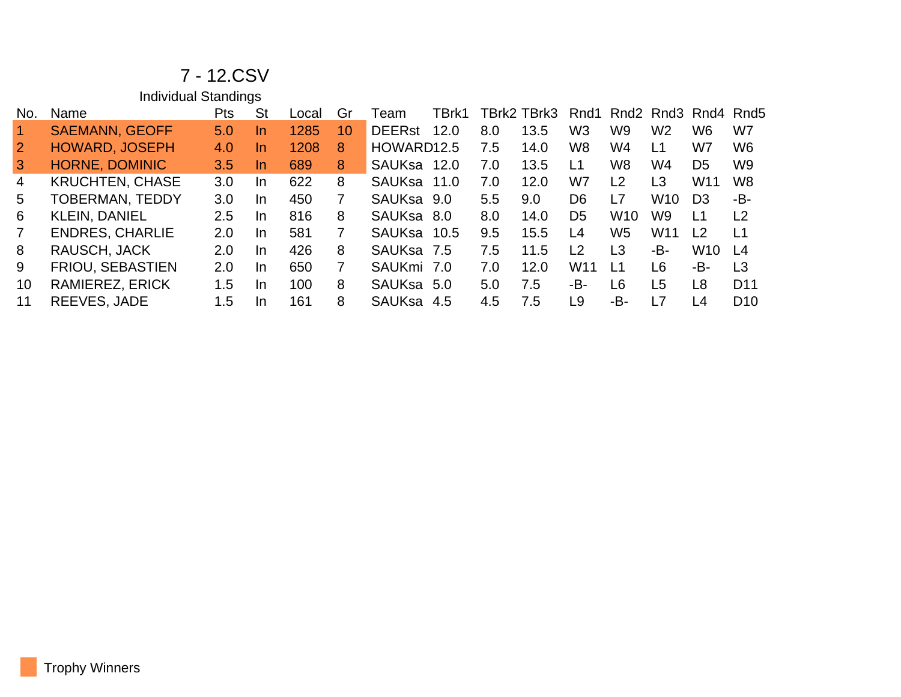# 7 - 12.CSV

## Individual Standings

| No. | Name | Pts | St | Local | Gr | Team | TBrk1 | TBrk2 | TBrk3 | Rnd1 | Rnd2 | Rnd3 | Rnd4 | Rnd5 |
|---|---|---|---|---|---|---|---|---|---|---|---|---|---|---|
| 1 | SAEMANN, GEOFF | 5.0 | In | 1285 | 10 | DEERst | 12.0 | 8.0 | 13.5 | W3 | W9 | W2 | W6 | W7 |
| 2 | HOWARD, JOSEPH | 4.0 | In | 1208 | 8 | HOWARD | 12.5 | 7.5 | 14.0 | W8 | W4 | L1 | W7 | W6 |
| 3 | HORNE, DOMINIC | 3.5 | In | 689 | 8 | SAUKsa | 12.0 | 7.0 | 13.5 | L1 | W8 | W4 | D5 | W9 |
| 4 | KRUCHTEN, CHASE | 3.0 | In | 622 | 8 | SAUKsa | 11.0 | 7.0 | 12.0 | W7 | L2 | L3 | W11 | W8 |
| 5 | TOBERMAN, TEDDY | 3.0 | In | 450 | 7 | SAUKsa | 9.0 | 5.5 | 9.0 | D6 | L7 | W10 | D3 | -B- |
| 6 | KLEIN, DANIEL | 2.5 | In | 816 | 8 | SAUKsa | 8.0 | 8.0 | 14.0 | D5 | W10 | W9 | L1 | L2 |
| 7 | ENDRES, CHARLIE | 2.0 | In | 581 | 7 | SAUKsa | 10.5 | 9.5 | 15.5 | L4 | W5 | W11 | L2 | L1 |
| 8 | RAUSCH, JACK | 2.0 | In | 426 | 8 | SAUKsa | 7.5 | 7.5 | 11.5 | L2 | L3 | -B- | W10 | L4 |
| 9 | FRIOU, SEBASTIEN | 2.0 | In | 650 | 7 | SAUKmi | 7.0 | 7.0 | 12.0 | W11 | L1 | L6 | -B- | L3 |
| 10 | RAMIEREZ, ERICK | 1.5 | In | 100 | 8 | SAUKsa | 5.0 | 5.0 | 7.5 | -B- | L6 | L5 | L8 | D11 |
| 11 | REEVES, JADE | 1.5 | In | 161 | 8 | SAUKsa | 4.5 | 4.5 | 7.5 | L9 | -B- | L7 | L4 | D10 |

Trophy Winners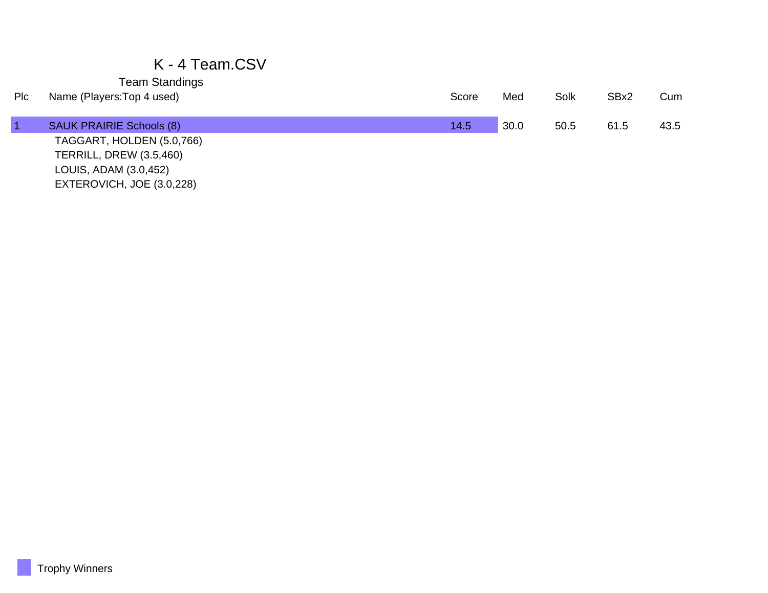# K - 4 Team.CSV

## Team Standings

| Plc | Name (Players:Top 4 used) | Score | Med | Solk | SBx2 | Cum |
|---|---|---|---|---|---|---|
| 1 | SAUK PRAIRIE Schools (8) | 14.5 | 30.0 | 50.5 | 61.5 | 43.5 |
| | TAGGART, HOLDEN (5.0,766) | | | | | |
| | TERRILL, DREW (3.5,460) | | | | | |
| | LOUIS, ADAM (3.0,452) | | | | | |
| | EXTEROVICH, JOE (3.0,228) | | | | | |

Trophy Winners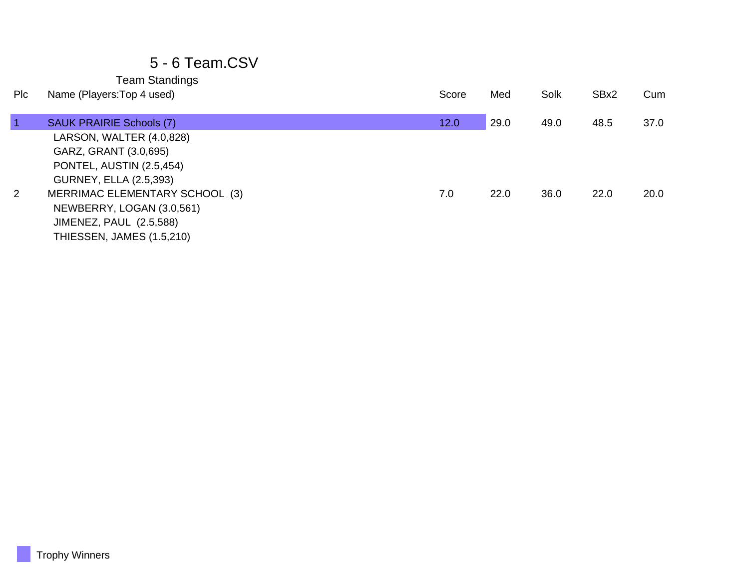# 5 - 6 Team.CSV

## Team Standings

| Plc | Name (Players:Top 4 used) | Score | Med | Solk | SBx2 | Cum |
|---|---|---|---|---|---|---|
| 1 | SAUK PRAIRIE Schools (7) | 12.0 | 29.0 | 49.0 | 48.5 | 37.0 |
| | LARSON, WALTER (4.0,828) | | | | | |
| | GARZ, GRANT (3.0,695) | | | | | |
| | PONTEL, AUSTIN (2.5,454) | | | | | |
| | GURNEY, ELLA (2.5,393) | | | | | |
| 2 | MERRIMAC ELEMENTARY SCHOOL (3) | 7.0 | 22.0 | 36.0 | 22.0 | 20.0 |
| | NEWBERRY, LOGAN (3.0,561) | | | | | |
| | JIMENEZ, PAUL (2.5,588) | | | | | |
| | THIESSEN, JAMES (1.5,210) | | | | | |

Trophy Winners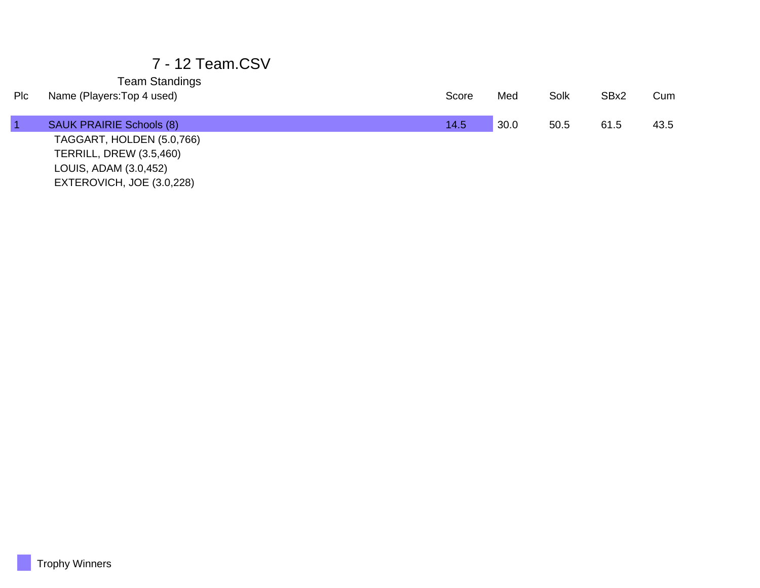# 7 - 12 Team.CSV

## Team Standings

| Plc | Name (Players:Top 4 used) | Score | Med | Solk | SBx2 | Cum |
|---|---|---|---|---|---|---|
| 1 | SAUK PRAIRIE Schools (8) | 14.5 | 30.0 | 50.5 | 61.5 | 43.5 |
| | TAGGART, HOLDEN (5.0,766) | | | | | |
| | TERRILL, DREW (3.5,460) | | | | | |
| | LOUIS, ADAM (3.0,452) | | | | | |
| | EXTEROVICH, JOE (3.0,228) | | | | | |

Trophy Winners